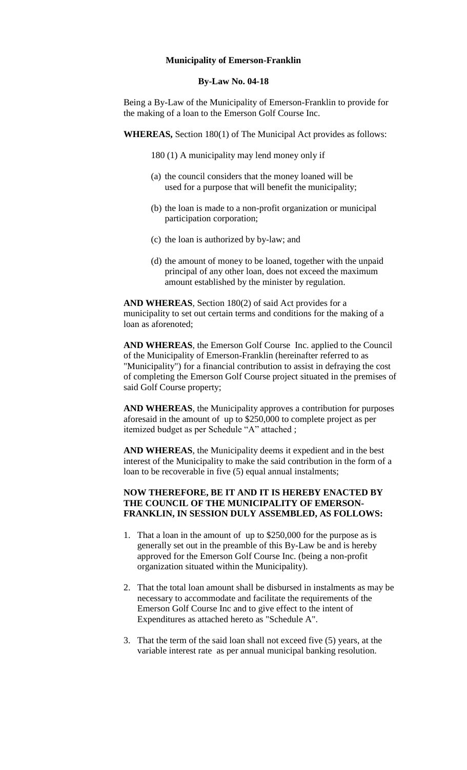**Municipality of Emerson-Franklin**

**By-Law No. 04-18**

Being a By-Law of the Municipality of Emerson-Franklin to provide for the making of a loan to the Emerson Golf Course Inc.

**WHEREAS,** Section 180(1) of The Municipal Act provides as follows:

180 (1) A municipality may lend money only if

(a) the council considers that the money loaned will be used for a purpose that will benefit the municipality;

(b) the loan is made to a non-profit organization or municipal participation corporation;

(c) the loan is authorized by by-law; and

(d) the amount of money to be loaned, together with the unpaid principal of any other loan, does not exceed the maximum amount established by the minister by regulation.

**AND WHEREAS**, Section 180(2) of said Act provides for a municipality to set out certain terms and conditions for the making of a loan as aforenoted;

**AND WHEREAS**, the Emerson Golf Course Inc. applied to the Council of the Municipality of Emerson-Franklin (hereinafter referred to as "Municipality") for a financial contribution to assist in defraying the cost of completing the Emerson Golf Course project situated in the premises of said Golf Course property;

**AND WHEREAS**, the Municipality approves a contribution for purposes aforesaid in the amount of up to $250,000 to complete project as per itemized budget as per Schedule "A" attached ;

**AND WHEREAS**, the Municipality deems it expedient and in the best interest of the Municipality to make the said contribution in the form of a loan to be recoverable in five (5) equal annual instalments;

**NOW THEREFORE, BE IT AND IT IS HEREBY ENACTED BY THE COUNCIL OF THE MUNICIPALITY OF EMERSON-FRANKLIN, IN SESSION DULY ASSEMBLED, AS FOLLOWS:**

1. That a loan in the amount of up to $250,000 for the purpose as is generally set out in the preamble of this By-Law be and is hereby approved for the Emerson Golf Course Inc. (being a non-profit organization situated within the Municipality).

2. That the total loan amount shall be disbursed in instalments as may be necessary to accommodate and facilitate the requirements of the Emerson Golf Course Inc and to give effect to the intent of Expenditures as attached hereto as "Schedule A".

3. That the term of the said loan shall not exceed five (5) years, at the variable interest rate as per annual municipal banking resolution.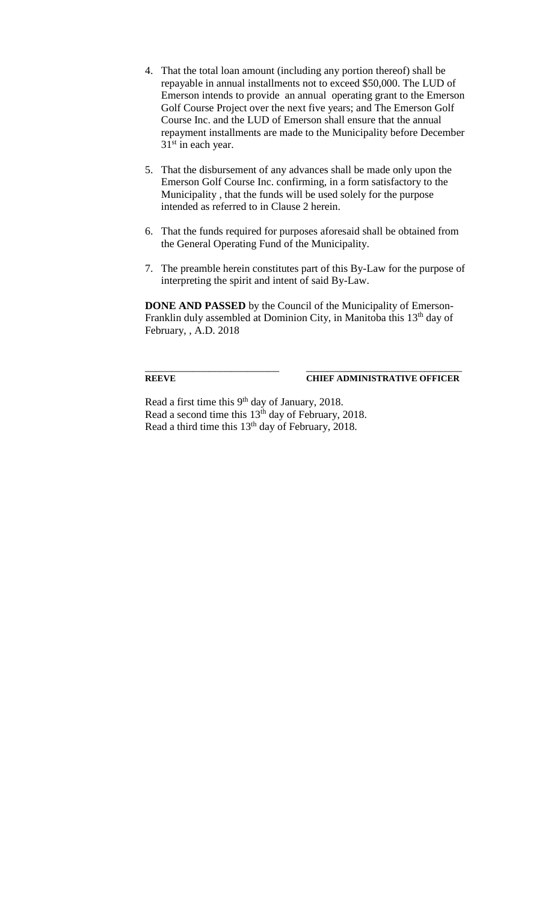4. That the total loan amount (including any portion thereof) shall be repayable in annual installments not to exceed $50,000. The LUD of Emerson intends to provide an annual operating grant to the Emerson Golf Course Project over the next five years; and The Emerson Golf Course Inc. and the LUD of Emerson shall ensure that the annual repayment installments are made to the Municipality before December 31st in each year.

5. That the disbursement of any advances shall be made only upon the Emerson Golf Course Inc. confirming, in a form satisfactory to the Municipality , that the funds will be used solely for the purpose intended as referred to in Clause 2 herein.

6. That the funds required for purposes aforesaid shall be obtained from the General Operating Fund of the Municipality.

7. The preamble herein constitutes part of this By-Law for the purpose of interpreting the spirit and intent of said By-Law.

**DONE AND PASSED** by the Council of the Municipality of Emerson-Franklin duly assembled at Dominion City, in Manitoba this 13th day of February, , A.D. 2018

\_\_\_\_\_\_\_\_\_\_\_\_\_\_\_\_\_\_\_\_\_\_\_\_\_\_ \_\_\_\_\_\_\_\_\_\_\_\_\_\_\_\_\_\_\_\_\_\_\_\_\_\_\_\_\_\_

**REEVE** **CHIEF ADMINISTRATIVE OFFICER**

Read a first time this 9th day of January, 2018.
Read a second time this 13th day of February, 2018.
Read a third time this 13th day of February, 2018.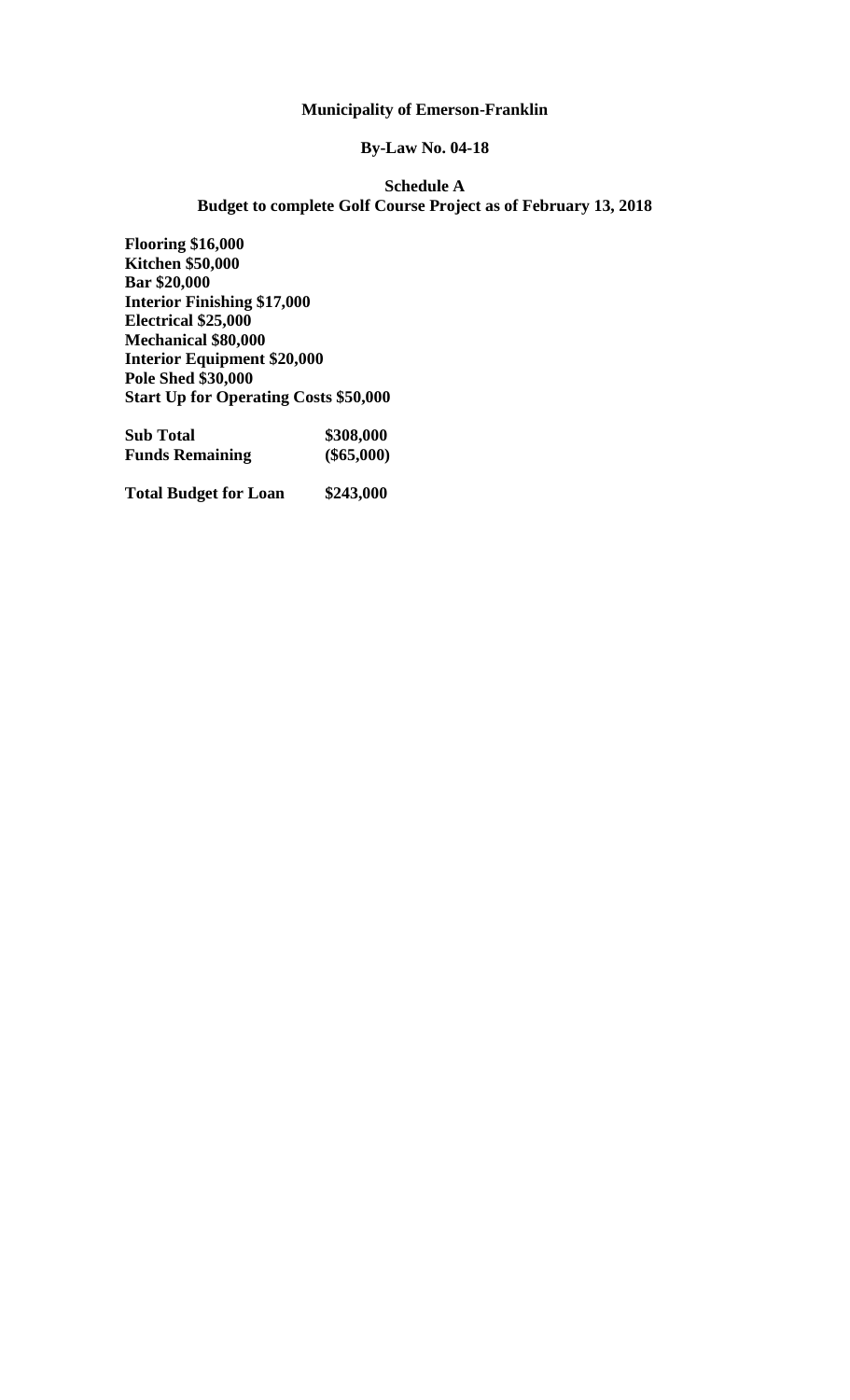**Municipality of Emerson-Franklin**

**By-Law No. 04-18**

**Schedule A**
**Budget to complete Golf Course Project as of February 13, 2018**

**Flooring $16,000**
**Kitchen $50,000**
**Bar $20,000**
**Interior Finishing $17,000**
**Electrical $25,000**
**Mechanical $80,000**
**Interior Equipment $20,000**
**Pole Shed $30,000**
**Start Up for Operating Costs $50,000**

| | |
|---|---|
| **Sub Total** | **$308,000** |
| **Funds Remaining** | **($65,000)** |
| | |
| **Total Budget for Loan** | **$243,000** |